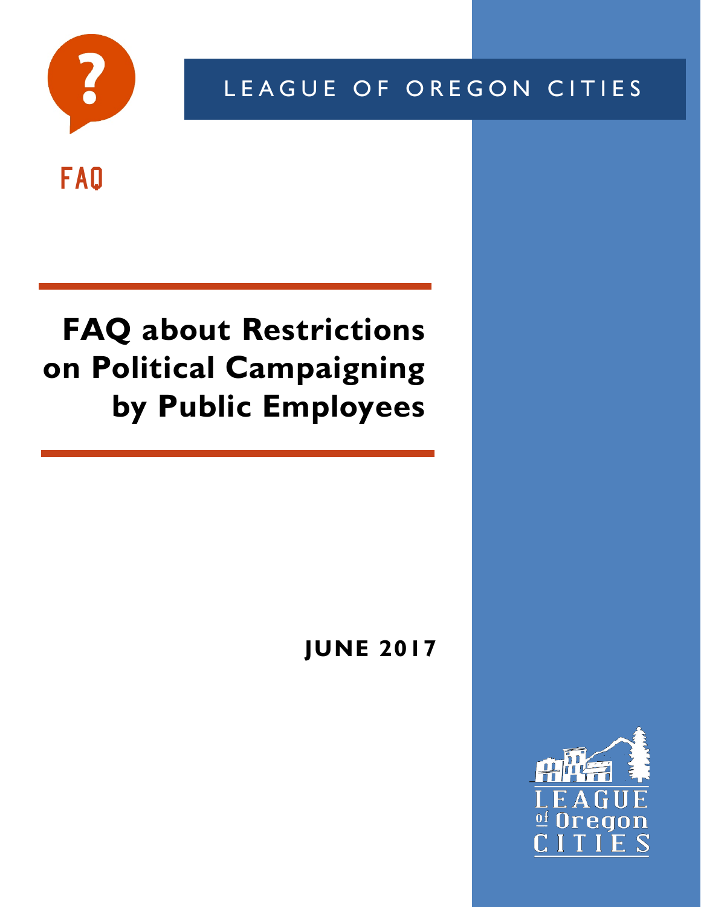LEAGUE OF OREGON CITIES

FAQ

# FAQ about Restrictions on Political Campaigning by Public Employees

**JUNE 2017**

LEAGUE of Oregon CITIES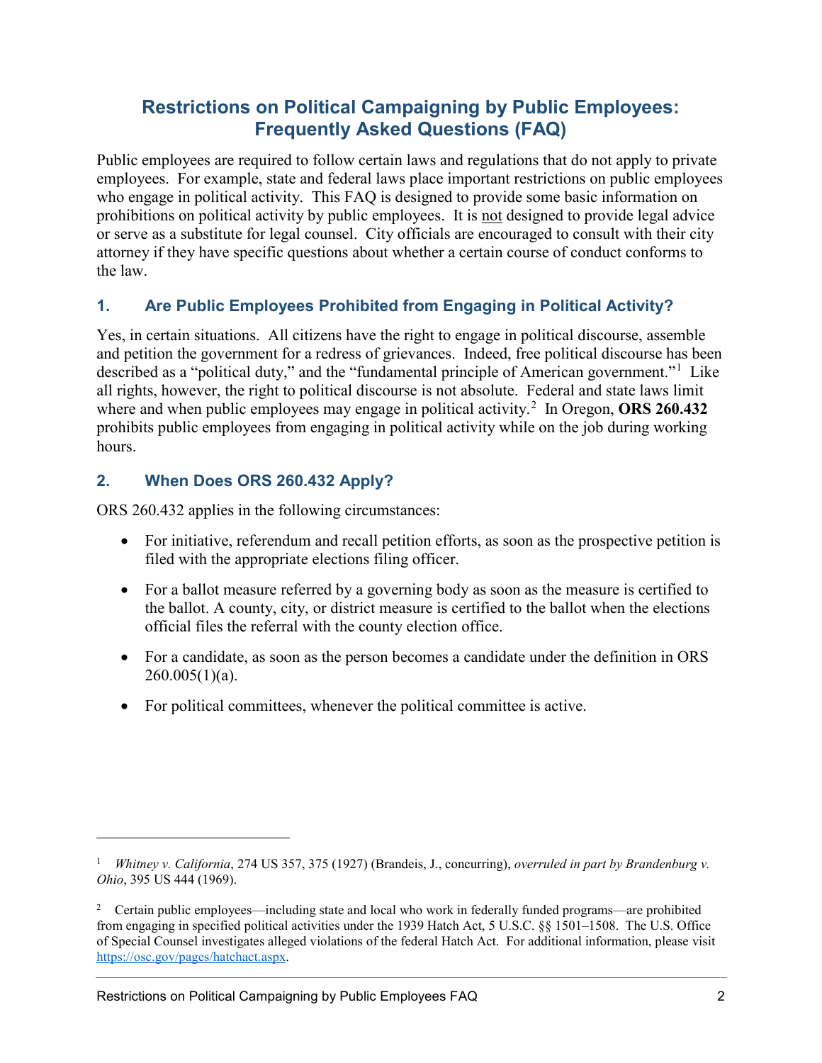# Restrictions on Political Campaigning by Public Employees: Frequently Asked Questions (FAQ)

Public employees are required to follow certain laws and regulations that do not apply to private employees. For example, state and federal laws place important restrictions on public employees who engage in political activity. This FAQ is designed to provide some basic information on prohibitions on political activity by public employees. It is not designed to provide legal advice or serve as a substitute for legal counsel. City officials are encouraged to consult with their city attorney if they have specific questions about whether a certain course of conduct conforms to the law.

## 1. Are Public Employees Prohibited from Engaging in Political Activity?

Yes, in certain situations. All citizens have the right to engage in political discourse, assemble and petition the government for a redress of grievances. Indeed, free political discourse has been described as a "political duty," and the "fundamental principle of American government."[1] Like all rights, however, the right to political discourse is not absolute. Federal and state laws limit where and when public employees may engage in political activity.[2] In Oregon, **ORS 260.432** prohibits public employees from engaging in political activity while on the job during working hours.

## 2. When Does ORS 260.432 Apply?

ORS 260.432 applies in the following circumstances:

- For initiative, referendum and recall petition efforts, as soon as the prospective petition is filed with the appropriate elections filing officer.
- For a ballot measure referred by a governing body as soon as the measure is certified to the ballot. A county, city, or district measure is certified to the ballot when the elections official files the referral with the county election office.
- For a candidate, as soon as the person becomes a candidate under the definition in ORS 260.005(1)(a).
- For political committees, whenever the political committee is active.

---

[1] *Whitney v. California*, 274 US 357, 375 (1927) (Brandeis, J., concurring), *overruled in part by Brandenburg v. Ohio*, 395 US 444 (1969).

[2] Certain public employees—including state and local who work in federally funded programs—are prohibited from engaging in specified political activities under the 1939 Hatch Act, 5 U.S.C. §§ 1501–1508. The U.S. Office of Special Counsel investigates alleged violations of the federal Hatch Act. For additional information, please visit https://osc.gov/pages/hatchact.aspx.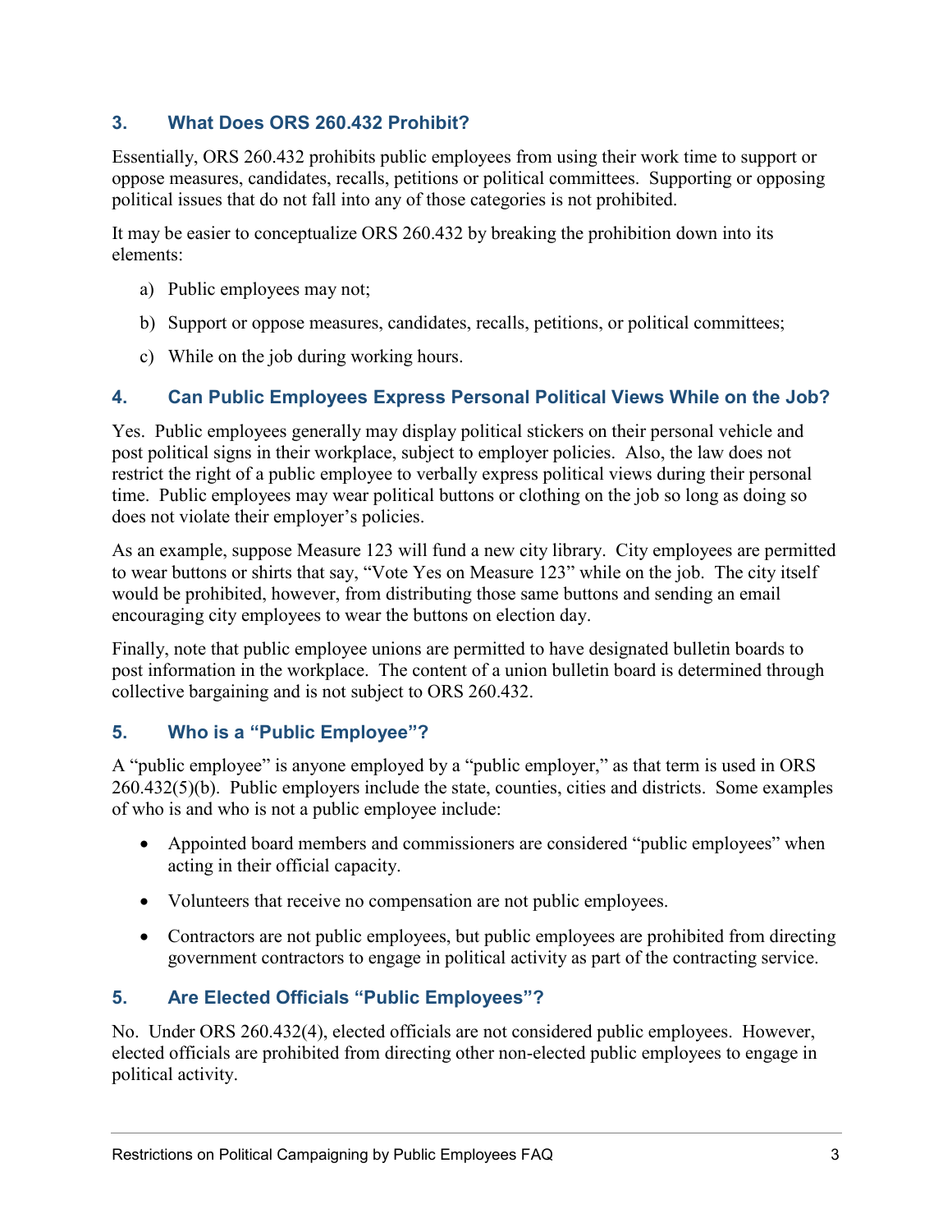## 3. What Does ORS 260.432 Prohibit?

Essentially, ORS 260.432 prohibits public employees from using their work time to support or oppose measures, candidates, recalls, petitions or political committees. Supporting or opposing political issues that do not fall into any of those categories is not prohibited.

It may be easier to conceptualize ORS 260.432 by breaking the prohibition down into its elements:

a) Public employees may not;

b) Support or oppose measures, candidates, recalls, petitions, or political committees;

c) While on the job during working hours.

## 4. Can Public Employees Express Personal Political Views While on the Job?

Yes. Public employees generally may display political stickers on their personal vehicle and post political signs in their workplace, subject to employer policies. Also, the law does not restrict the right of a public employee to verbally express political views during their personal time. Public employees may wear political buttons or clothing on the job so long as doing so does not violate their employer's policies.

As an example, suppose Measure 123 will fund a new city library. City employees are permitted to wear buttons or shirts that say, "Vote Yes on Measure 123" while on the job. The city itself would be prohibited, however, from distributing those same buttons and sending an email encouraging city employees to wear the buttons on election day.

Finally, note that public employee unions are permitted to have designated bulletin boards to post information in the workplace. The content of a union bulletin board is determined through collective bargaining and is not subject to ORS 260.432.

## 5. Who is a "Public Employee"?

A "public employee" is anyone employed by a "public employer," as that term is used in ORS 260.432(5)(b). Public employers include the state, counties, cities and districts. Some examples of who is and who is not a public employee include:

- Appointed board members and commissioners are considered "public employees" when acting in their official capacity.
- Volunteers that receive no compensation are not public employees.
- Contractors are not public employees, but public employees are prohibited from directing government contractors to engage in political activity as part of the contracting service.

## 5. Are Elected Officials "Public Employees"?

No. Under ORS 260.432(4), elected officials are not considered public employees. However, elected officials are prohibited from directing other non-elected public employees to engage in political activity.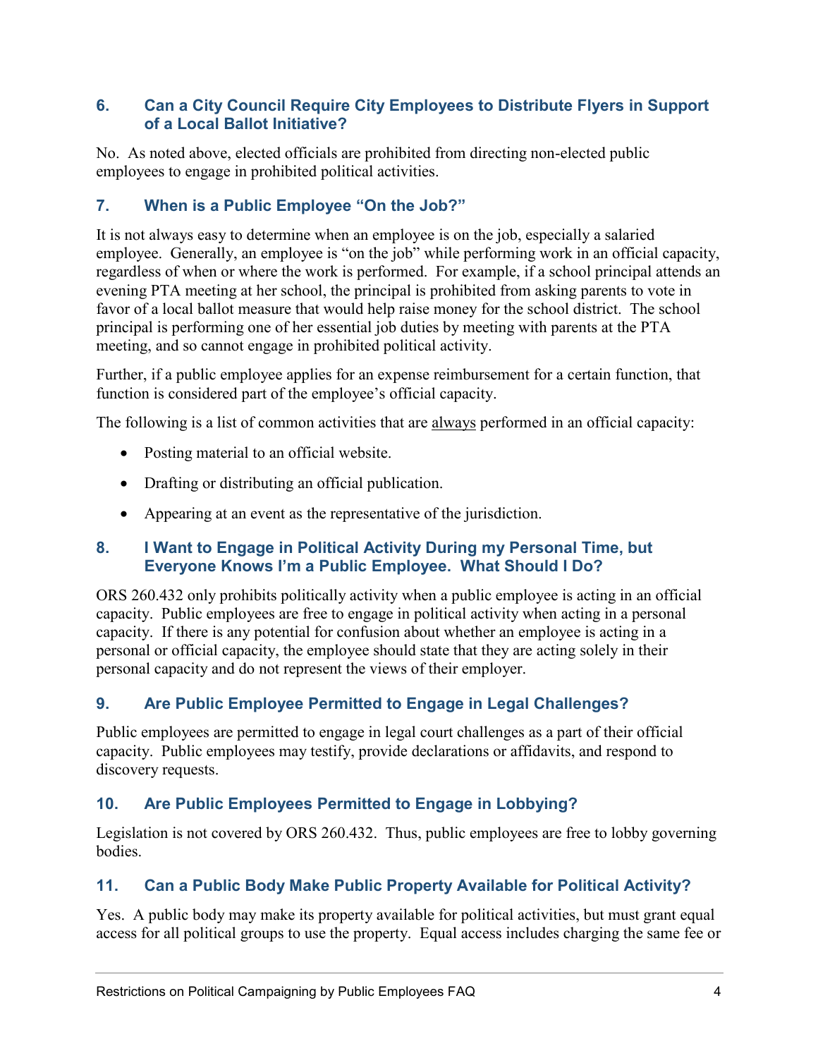### 6. Can a City Council Require City Employees to Distribute Flyers in Support of a Local Ballot Initiative?

No. As noted above, elected officials are prohibited from directing non-elected public employees to engage in prohibited political activities.

### 7. When is a Public Employee "On the Job?"

It is not always easy to determine when an employee is on the job, especially a salaried employee. Generally, an employee is "on the job" while performing work in an official capacity, regardless of when or where the work is performed. For example, if a school principal attends an evening PTA meeting at her school, the principal is prohibited from asking parents to vote in favor of a local ballot measure that would help raise money for the school district. The school principal is performing one of her essential job duties by meeting with parents at the PTA meeting, and so cannot engage in prohibited political activity.

Further, if a public employee applies for an expense reimbursement for a certain function, that function is considered part of the employee's official capacity.

The following is a list of common activities that are <u>always</u> performed in an official capacity:

- Posting material to an official website.
- Drafting or distributing an official publication.
- Appearing at an event as the representative of the jurisdiction.

### 8. I Want to Engage in Political Activity During my Personal Time, but Everyone Knows I'm a Public Employee. What Should I Do?

ORS 260.432 only prohibits politically activity when a public employee is acting in an official capacity. Public employees are free to engage in political activity when acting in a personal capacity. If there is any potential for confusion about whether an employee is acting in a personal or official capacity, the employee should state that they are acting solely in their personal capacity and do not represent the views of their employer.

### 9. Are Public Employee Permitted to Engage in Legal Challenges?

Public employees are permitted to engage in legal court challenges as a part of their official capacity. Public employees may testify, provide declarations or affidavits, and respond to discovery requests.

### 10. Are Public Employees Permitted to Engage in Lobbying?

Legislation is not covered by ORS 260.432. Thus, public employees are free to lobby governing bodies.

### 11. Can a Public Body Make Public Property Available for Political Activity?

Yes. A public body may make its property available for political activities, but must grant equal access for all political groups to use the property. Equal access includes charging the same fee or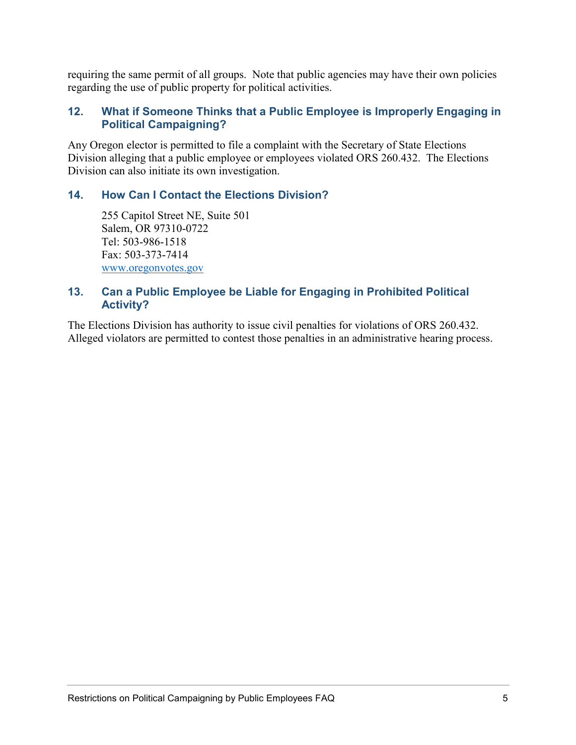requiring the same permit of all groups. Note that public agencies may have their own policies regarding the use of public property for political activities.

### 12. What if Someone Thinks that a Public Employee is Improperly Engaging in Political Campaigning?

Any Oregon elector is permitted to file a complaint with the Secretary of State Elections Division alleging that a public employee or employees violated ORS 260.432. The Elections Division can also initiate its own investigation.

### 14. How Can I Contact the Elections Division?

255 Capitol Street NE, Suite 501
Salem, OR 97310-0722
Tel: 503-986-1518
Fax: 503-373-7414
[www.oregonvotes.gov](http://www.oregonvotes.gov)

### 13. Can a Public Employee be Liable for Engaging in Prohibited Political Activity?

The Elections Division has authority to issue civil penalties for violations of ORS 260.432. Alleged violators are permitted to contest those penalties in an administrative hearing process.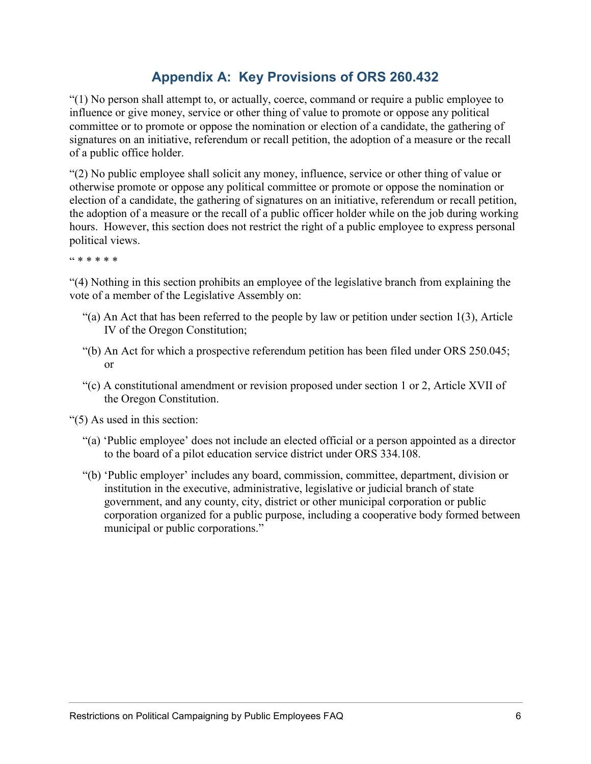# Appendix A: Key Provisions of ORS 260.432

"(1) No person shall attempt to, or actually, coerce, command or require a public employee to influence or give money, service or other thing of value to promote or oppose any political committee or to promote or oppose the nomination or election of a candidate, the gathering of signatures on an initiative, referendum or recall petition, the adoption of a measure or the recall of a public office holder.

"(2) No public employee shall solicit any money, influence, service or other thing of value or otherwise promote or oppose any political committee or promote or oppose the nomination or election of a candidate, the gathering of signatures on an initiative, referendum or recall petition, the adoption of a measure or the recall of a public officer holder while on the job during working hours. However, this section does not restrict the right of a public employee to express personal political views.

" * * * * *

"(4) Nothing in this section prohibits an employee of the legislative branch from explaining the vote of a member of the Legislative Assembly on:

- "(a) An Act that has been referred to the people by law or petition under section 1(3), Article IV of the Oregon Constitution;
- "(b) An Act for which a prospective referendum petition has been filed under ORS 250.045; or
- "(c) A constitutional amendment or revision proposed under section 1 or 2, Article XVII of the Oregon Constitution.

"(5) As used in this section:

- "(a) 'Public employee' does not include an elected official or a person appointed as a director to the board of a pilot education service district under ORS 334.108.
- "(b) 'Public employer' includes any board, commission, committee, department, division or institution in the executive, administrative, legislative or judicial branch of state government, and any county, city, district or other municipal corporation or public corporation organized for a public purpose, including a cooperative body formed between municipal or public corporations."